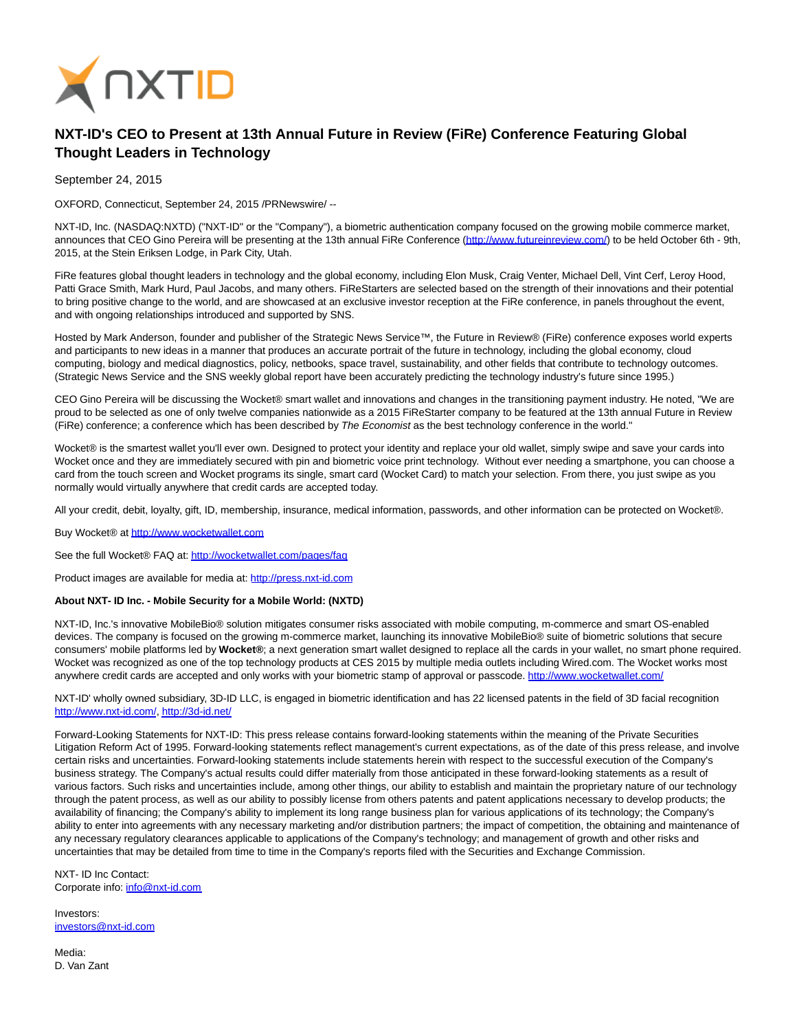# NXT-ID's CEO to Present at 13th Annual Future in Review (FiRe) Conference Featuring Global Thought Leaders in Technology

September 24, 2015

OXFORD, Connecticut, September 24, 2015 /PRNewswire/ --

NXT-ID, Inc. (NASDAQ:NXTD) ("NXT-ID" or the "Company"), a biometric authentication company focused on the growing mobile commerce market, announces that CEO Gino Pereira will be presenting at the 13th annual FiRe Conference (http://www.futureinreview.com/) to be held October 6th - 9th, 2015, at the Stein Eriksen Lodge, in Park City, Utah.

FiRe features global thought leaders in technology and the global economy, including Elon Musk, Craig Venter, Michael Dell, Vint Cerf, Leroy Hood, Patti Grace Smith, Mark Hurd, Paul Jacobs, and many others. FiReStarters are selected based on the strength of their innovations and their potential to bring positive change to the world, and are showcased at an exclusive investor reception at the FiRe conference, in panels throughout the event, and with ongoing relationships introduced and supported by SNS.

Hosted by Mark Anderson, founder and publisher of the Strategic News Service™, the Future in Review® (FiRe) conference exposes world experts and participants to new ideas in a manner that produces an accurate portrait of the future in technology, including the global economy, cloud computing, biology and medical diagnostics, policy, netbooks, space travel, sustainability, and other fields that contribute to technology outcomes. (Strategic News Service and the SNS weekly global report have been accurately predicting the technology industry's future since 1995.)

CEO Gino Pereira will be discussing the Wocket® smart wallet and innovations and changes in the transitioning payment industry. He noted, "We are proud to be selected as one of only twelve companies nationwide as a 2015 FiReStarter company to be featured at the 13th annual Future in Review (FiRe) conference; a conference which has been described by *The Economist* as the best technology conference in the world."

Wocket® is the smartest wallet you'll ever own. Designed to protect your identity and replace your old wallet, simply swipe and save your cards into Wocket once and they are immediately secured with pin and biometric voice print technology. Without ever needing a smartphone, you can choose a card from the touch screen and Wocket programs its single, smart card (Wocket Card) to match your selection. From there, you just swipe as you normally would virtually anywhere that credit cards are accepted today.

All your credit, debit, loyalty, gift, ID, membership, insurance, medical information, passwords, and other information can be protected on Wocket®.

Buy Wocket® at http://www.wocketwallet.com

See the full Wocket® FAQ at: http://wocketwallet.com/pages/faq

Product images are available for media at: http://press.nxt-id.com

**About NXT- ID Inc. - Mobile Security for a Mobile World: (NXTD)**

NXT-ID, Inc.'s innovative MobileBio® solution mitigates consumer risks associated with mobile computing, m-commerce and smart OS-enabled devices. The company is focused on the growing m-commerce market, launching its innovative MobileBio® suite of biometric solutions that secure consumers' mobile platforms led by **Wocket®**; a next generation smart wallet designed to replace all the cards in your wallet, no smart phone required. Wocket was recognized as one of the top technology products at CES 2015 by multiple media outlets including Wired.com. The Wocket works most anywhere credit cards are accepted and only works with your biometric stamp of approval or passcode. http://www.wocketwallet.com/

NXT-ID' wholly owned subsidiary, 3D-ID LLC, is engaged in biometric identification and has 22 licensed patents in the field of 3D facial recognition http://www.nxt-id.com/, http://3d-id.net/

Forward-Looking Statements for NXT-ID: This press release contains forward-looking statements within the meaning of the Private Securities Litigation Reform Act of 1995. Forward-looking statements reflect management's current expectations, as of the date of this press release, and involve certain risks and uncertainties. Forward-looking statements include statements herein with respect to the successful execution of the Company's business strategy. The Company's actual results could differ materially from those anticipated in these forward-looking statements as a result of various factors. Such risks and uncertainties include, among other things, our ability to establish and maintain the proprietary nature of our technology through the patent process, as well as our ability to possibly license from others patents and patent applications necessary to develop products; the availability of financing; the Company's ability to implement its long range business plan for various applications of its technology; the Company's ability to enter into agreements with any necessary marketing and/or distribution partners; the impact of competition, the obtaining and maintenance of any necessary regulatory clearances applicable to applications of the Company's technology; and management of growth and other risks and uncertainties that may be detailed from time to time in the Company's reports filed with the Securities and Exchange Commission.

NXT- ID Inc Contact:
Corporate info: info@nxt-id.com

Investors:
investors@nxt-id.com

Media:
D. Van Zant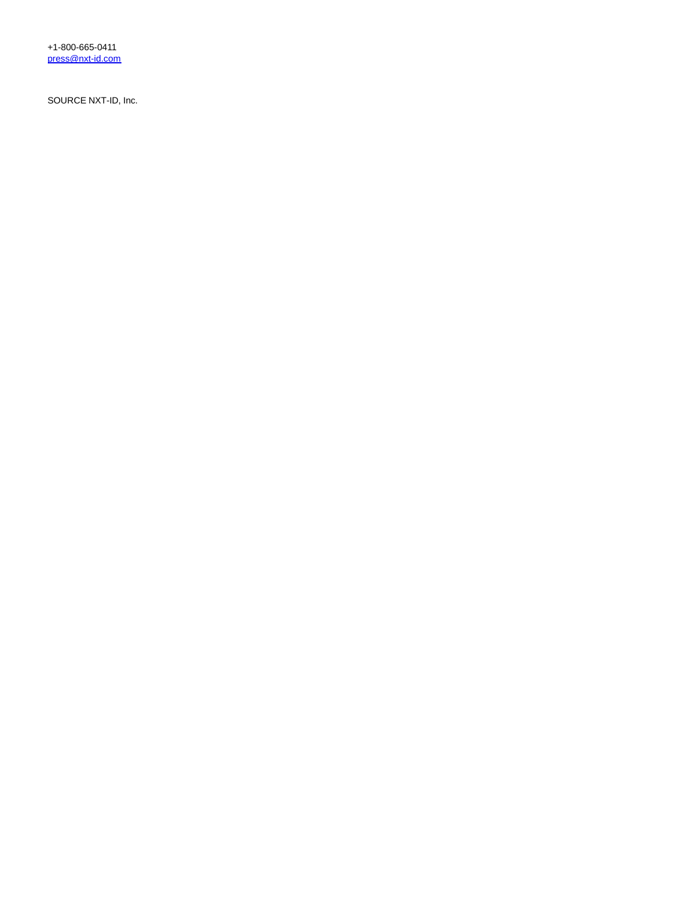+1-800-665-0411
[press@nxt-id.com](mailto:press@nxt-id.com)

SOURCE NXT-ID, Inc.